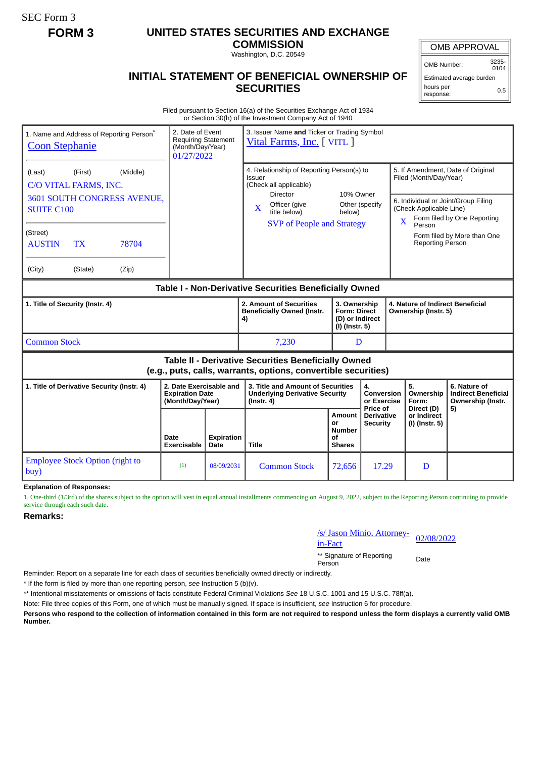SEC Form 3

**FORM 3**

# UNITED STATES SECURITIES AND EXCHANGE COMMISSION

Washington, D.C. 20549

## INITIAL STATEMENT OF BENEFICIAL OWNERSHIP OF SECURITIES

| OMB APPROVAL | |
|---|---|
| OMB Number: | 3235-0104 |
| Estimated average burden | |
| hours per response: | 0.5 |

Filed pursuant to Section 16(a) of the Securities Exchange Act of 1934 or Section 30(h) of the Investment Company Act of 1940

1. Name and Address of Reporting Person*
Coon Stephanie

(Last) (First) (Middle)
C/O VITAL FARMS, INC.
3601 SOUTH CONGRESS AVENUE, SUITE C100

(Street)
AUSTIN TX 78704

(City) (State) (Zip)

2. Date of Event Requiring Statement (Month/Day/Year)
01/27/2022

3. Issuer Name **and** Ticker or Trading Symbol
Vital Farms, Inc. [ VITL ]

4. Relationship of Reporting Person(s) to Issuer (Check all applicable)
Director
10% Owner
X Officer (give title below)
Other (specify below)
SVP of People and Strategy

5. If Amendment, Date of Original Filed (Month/Day/Year)

6. Individual or Joint/Group Filing (Check Applicable Line)
X Form filed by One Reporting Person
Form filed by More than One Reporting Person

**Table I - Non-Derivative Securities Beneficially Owned**

| 1. Title of Security (Instr. 4) | 2. Amount of Securities Beneficially Owned (Instr. 4) | 3. Ownership Form: Direct (D) or Indirect (I) (Instr. 5) | 4. Nature of Indirect Beneficial Ownership (Instr. 5) |
|---|---|---|---|
| Common Stock | 7,230 | D | |

**Table II - Derivative Securities Beneficially Owned (e.g., puts, calls, warrants, options, convertible securities)**

| 1. Title of Derivative Security (Instr. 4) | 2. Date Exercisable and Expiration Date (Month/Day/Year) | | 3. Title and Amount of Securities Underlying Derivative Security (Instr. 4) | | 4. Conversion or Exercise Price of Derivative Security | 5. Ownership Form: Direct (D) or Indirect (I) (Instr. 5) | 6. Nature of Indirect Beneficial Ownership (Instr. 5) |
|---|---|---|---|---|---|---|---|
| | Date Exercisable | Expiration Date | Title | Amount or Number of Shares | | | |
| Employee Stock Option (right to buy) | (1) | 08/09/2031 | Common Stock | 72,656 | 17.29 | D | |

**Explanation of Responses:**

1. One-third (1/3rd) of the shares subject to the option will vest in equal annual installments commencing on August 9, 2022, subject to the Reporting Person continuing to provide service through each such date.

**Remarks:**

/s/ Jason Minio, Attorney-in-Fact — 02/08/2022

** Signature of Reporting Person — Date

Reminder: Report on a separate line for each class of securities beneficially owned directly or indirectly.

* If the form is filed by more than one reporting person, *see* Instruction 5 (b)(v).

** Intentional misstatements or omissions of facts constitute Federal Criminal Violations *See* 18 U.S.C. 1001 and 15 U.S.C. 78ff(a).

Note: File three copies of this Form, one of which must be manually signed. If space is insufficient, *see* Instruction 6 for procedure.

**Persons who respond to the collection of information contained in this form are not required to respond unless the form displays a currently valid OMB Number.**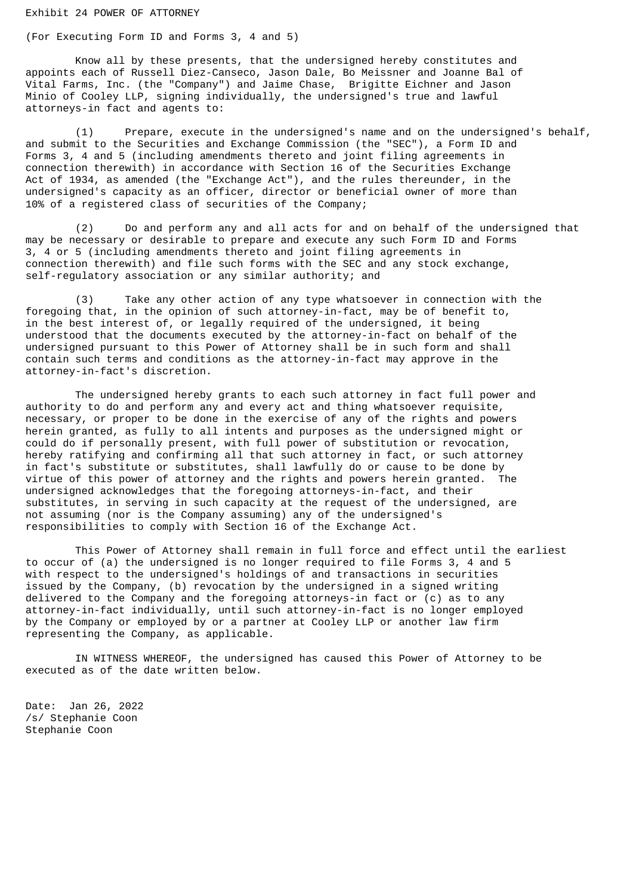Exhibit 24 POWER OF ATTORNEY

(For Executing Form ID and Forms 3, 4 and 5)

Know all by these presents, that the undersigned hereby constitutes and appoints each of Russell Diez-Canseco, Jason Dale, Bo Meissner and Joanne Bal of Vital Farms, Inc. (the "Company") and Jaime Chase, Brigitte Eichner and Jason Minio of Cooley LLP, signing individually, the undersigned's true and lawful attorneys-in fact and agents to:

(1) Prepare, execute in the undersigned's name and on the undersigned's behalf, and submit to the Securities and Exchange Commission (the "SEC"), a Form ID and Forms 3, 4 and 5 (including amendments thereto and joint filing agreements in connection therewith) in accordance with Section 16 of the Securities Exchange Act of 1934, as amended (the "Exchange Act"), and the rules thereunder, in the undersigned's capacity as an officer, director or beneficial owner of more than 10% of a registered class of securities of the Company;

(2) Do and perform any and all acts for and on behalf of the undersigned that may be necessary or desirable to prepare and execute any such Form ID and Forms 3, 4 or 5 (including amendments thereto and joint filing agreements in connection therewith) and file such forms with the SEC and any stock exchange, self-regulatory association or any similar authority; and

(3) Take any other action of any type whatsoever in connection with the foregoing that, in the opinion of such attorney-in-fact, may be of benefit to, in the best interest of, or legally required of the undersigned, it being understood that the documents executed by the attorney-in-fact on behalf of the undersigned pursuant to this Power of Attorney shall be in such form and shall contain such terms and conditions as the attorney-in-fact may approve in the attorney-in-fact's discretion.

The undersigned hereby grants to each such attorney in fact full power and authority to do and perform any and every act and thing whatsoever requisite, necessary, or proper to be done in the exercise of any of the rights and powers herein granted, as fully to all intents and purposes as the undersigned might or could do if personally present, with full power of substitution or revocation, hereby ratifying and confirming all that such attorney in fact, or such attorney in fact's substitute or substitutes, shall lawfully do or cause to be done by virtue of this power of attorney and the rights and powers herein granted. The undersigned acknowledges that the foregoing attorneys-in-fact, and their substitutes, in serving in such capacity at the request of the undersigned, are not assuming (nor is the Company assuming) any of the undersigned's responsibilities to comply with Section 16 of the Exchange Act.

This Power of Attorney shall remain in full force and effect until the earliest to occur of (a) the undersigned is no longer required to file Forms 3, 4 and 5 with respect to the undersigned's holdings of and transactions in securities issued by the Company, (b) revocation by the undersigned in a signed writing delivered to the Company and the foregoing attorneys-in fact or (c) as to any attorney-in-fact individually, until such attorney-in-fact is no longer employed by the Company or employed by or a partner at Cooley LLP or another law firm representing the Company, as applicable.

IN WITNESS WHEREOF, the undersigned has caused this Power of Attorney to be executed as of the date written below.

Date: Jan 26, 2022
/s/ Stephanie Coon
Stephanie Coon